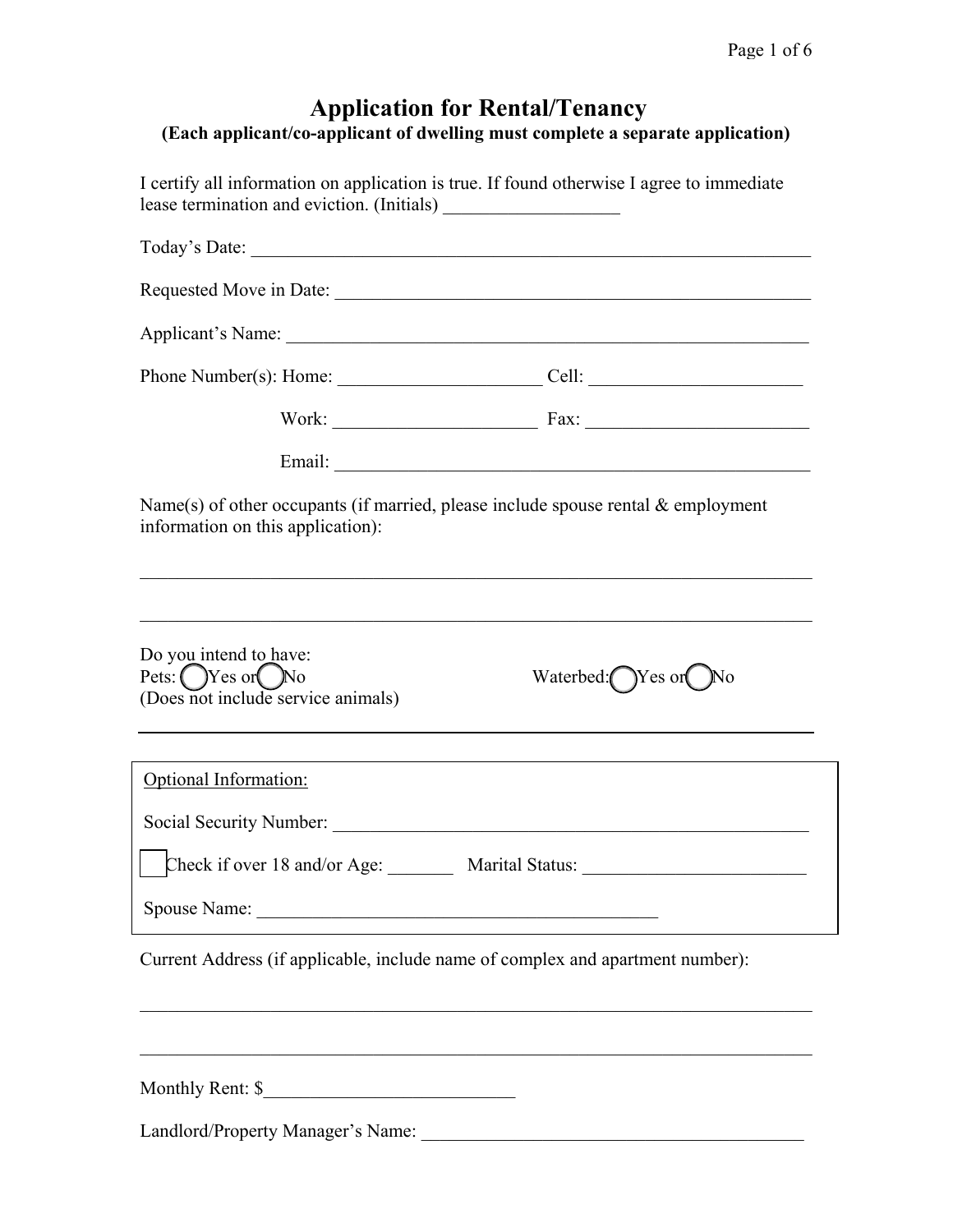# Application for Rental/Tenancy

**(Each applicant/co-applicant of dwelling must complete a separate application)**

I certify all information on application is true. If found otherwise I agree to immediate lease termination and eviction. (Initials) ___________________

Today's Date: ______________________________________________________________

Requested Move in Date: _____________________________________________________

Applicant's Name: __________________________________________________________

Phone Number(s): Home: ______________________ Cell: _______________________

Work: ______________________ Fax: ________________________

Email: ___________________________________________________

Name(s) of other occupants (if married, please include spouse rental & employment information on this application):

_____________________________________________________________________________

_____________________________________________________________________________

Do you intend to have:

Pets: ◯ Yes or ◯ No (Does not include service animals)

Waterbed: ◯ Yes or ◯ No

---

Optional Information:

Social Security Number: ____________________________________________________

☐ Check if over 18 and/or Age: _______ Marital Status: ________________________

Spouse Name: ____________________________________________

---

Current Address (if applicable, include name of complex and apartment number):

_____________________________________________________________________________

_____________________________________________________________________________

Monthly Rent: $___________________________

Landlord/Property Manager's Name: ___________________________________________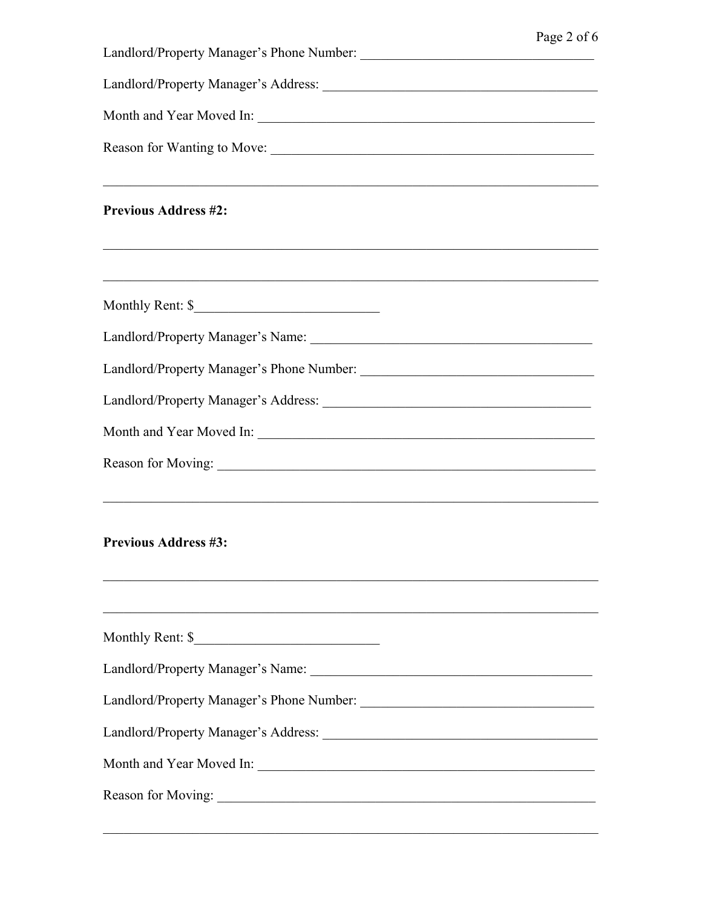Landlord/Property Manager's Phone Number: ___________________________________

Landlord/Property Manager's Address: ________________________________________

Month and Year Moved In: ______________________________________________

Reason for Wanting to Move: _____________________________________________

______________________________________________________________________

**Previous Address #2:**

______________________________________________________________________

______________________________________________________________________

Monthly Rent: $___________________________

Landlord/Property Manager's Name: ________________________________________

Landlord/Property Manager's Phone Number: ___________________________________

Landlord/Property Manager's Address: ________________________________________

Month and Year Moved In: ______________________________________________

Reason for Moving: ___________________________________________________

______________________________________________________________________

**Previous Address #3:**

______________________________________________________________________

______________________________________________________________________

Monthly Rent: $___________________________

Landlord/Property Manager's Name: ________________________________________

Landlord/Property Manager's Phone Number: ___________________________________

Landlord/Property Manager's Address: ________________________________________

Month and Year Moved In: ______________________________________________

Reason for Moving: ___________________________________________________

______________________________________________________________________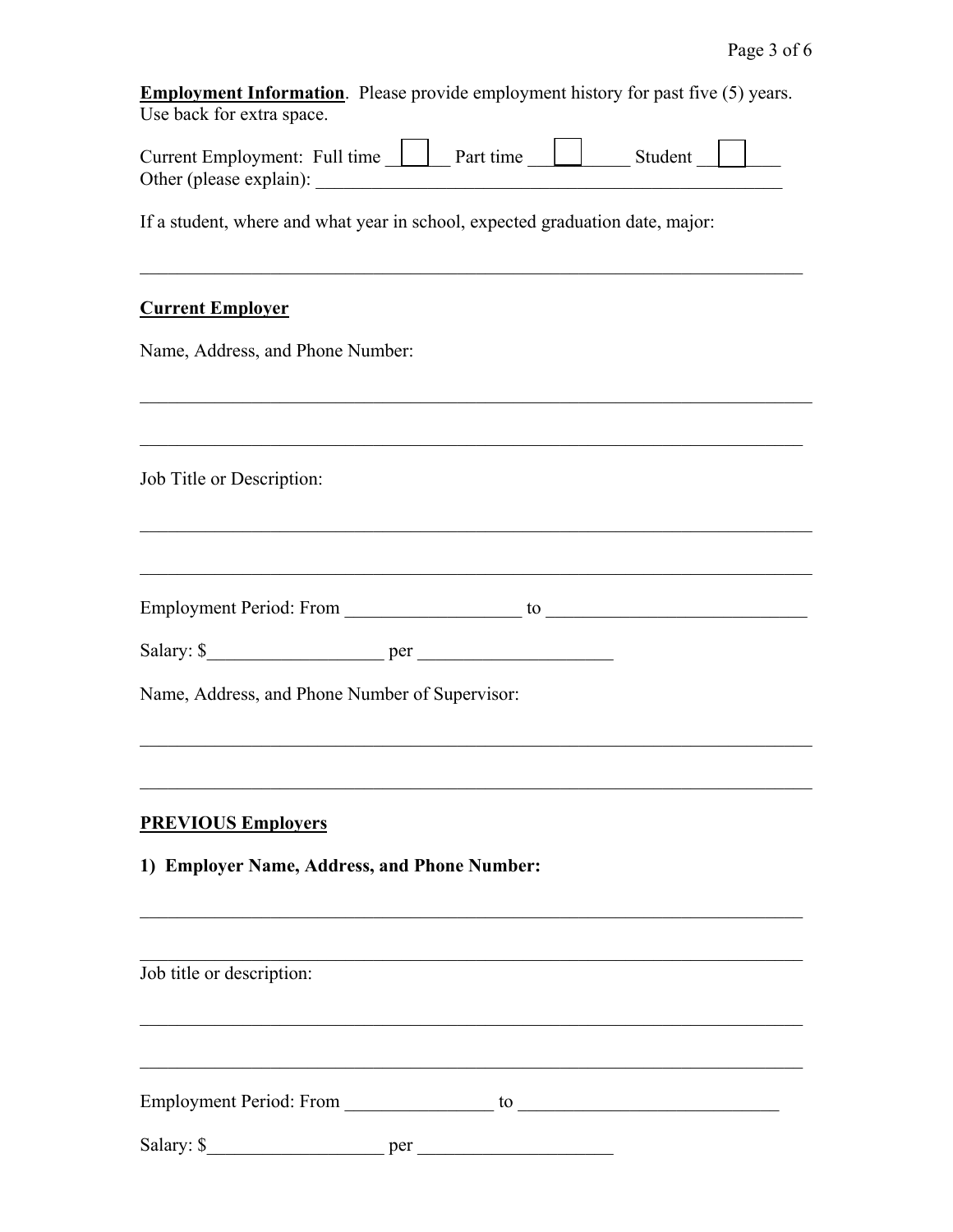**Employment Information**. Please provide employment history for past five (5) years. Use back for extra space.

Current Employment: Full time ☐ Part time ☐ Student ☐
Other (please explain): ____________________________________________________

If a student, where and what year in school, expected graduation date, major:

_____________________________________________________________________

**Current Employer**

Name, Address, and Phone Number:

_____________________________________________________________________

_____________________________________________________________________

Job Title or Description:

_____________________________________________________________________

_____________________________________________________________________

Employment Period: From __________________ to __________________________

Salary: $__________________ per ____________________

Name, Address, and Phone Number of Supervisor:

_____________________________________________________________________

_____________________________________________________________________

**PREVIOUS Employers**

**1) Employer Name, Address, and Phone Number:**

_____________________________________________________________________

_____________________________________________________________________

Job title or description:

_____________________________________________________________________

_____________________________________________________________________

Employment Period: From _______________ to __________________________

Salary: $__________________ per ____________________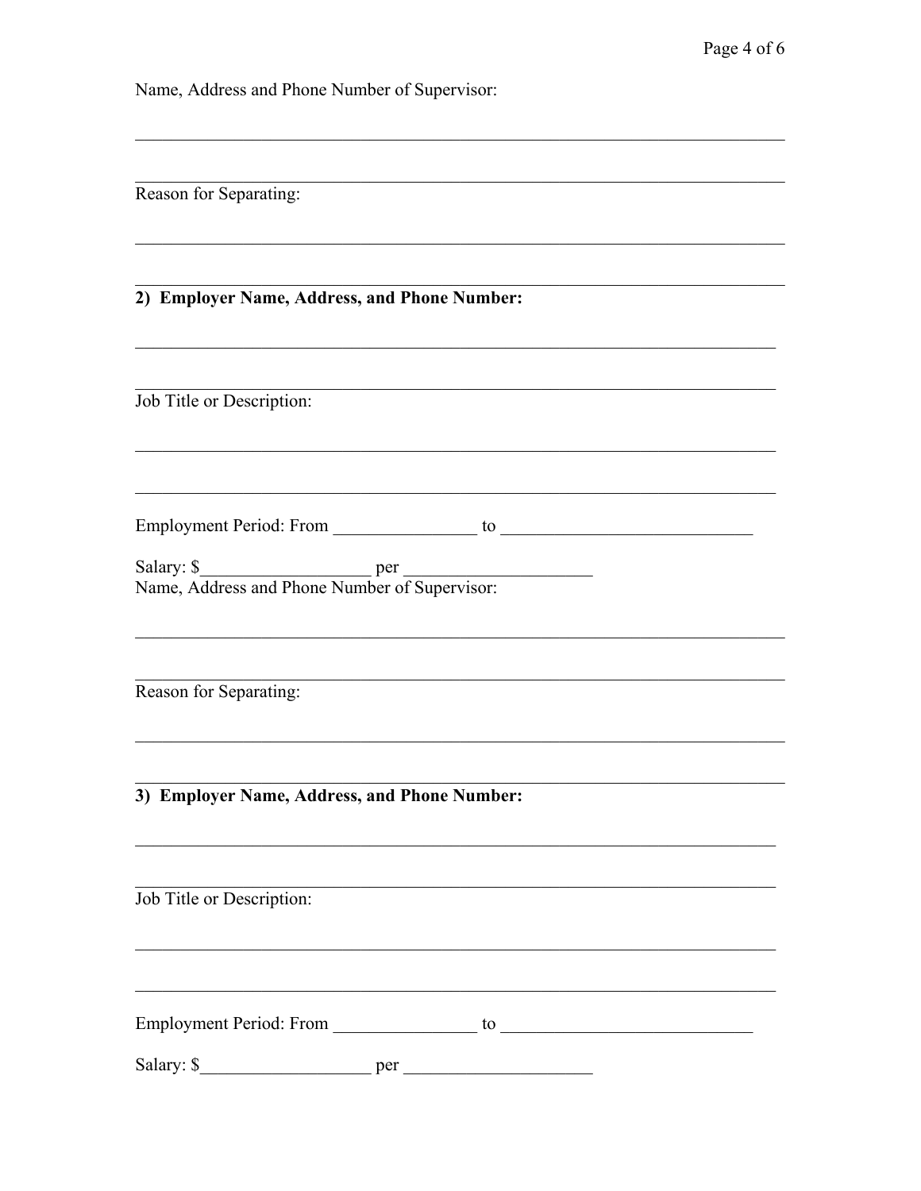Name, Address and Phone Number of Supervisor:

______________________________________________________________________

______________________________________________________________________

Reason for Separating:

______________________________________________________________________

______________________________________________________________________

**2) Employer Name, Address, and Phone Number:**

______________________________________________________________________

______________________________________________________________________

Job Title or Description:

______________________________________________________________________

______________________________________________________________________

Employment Period: From ________________ to ____________________________

Salary: $___________________ per ____________________

Name, Address and Phone Number of Supervisor:

______________________________________________________________________

______________________________________________________________________

Reason for Separating:

______________________________________________________________________

______________________________________________________________________

**3) Employer Name, Address, and Phone Number:**

______________________________________________________________________

______________________________________________________________________

Job Title or Description:

______________________________________________________________________

______________________________________________________________________

Employment Period: From ________________ to ____________________________

Salary: $___________________ per ____________________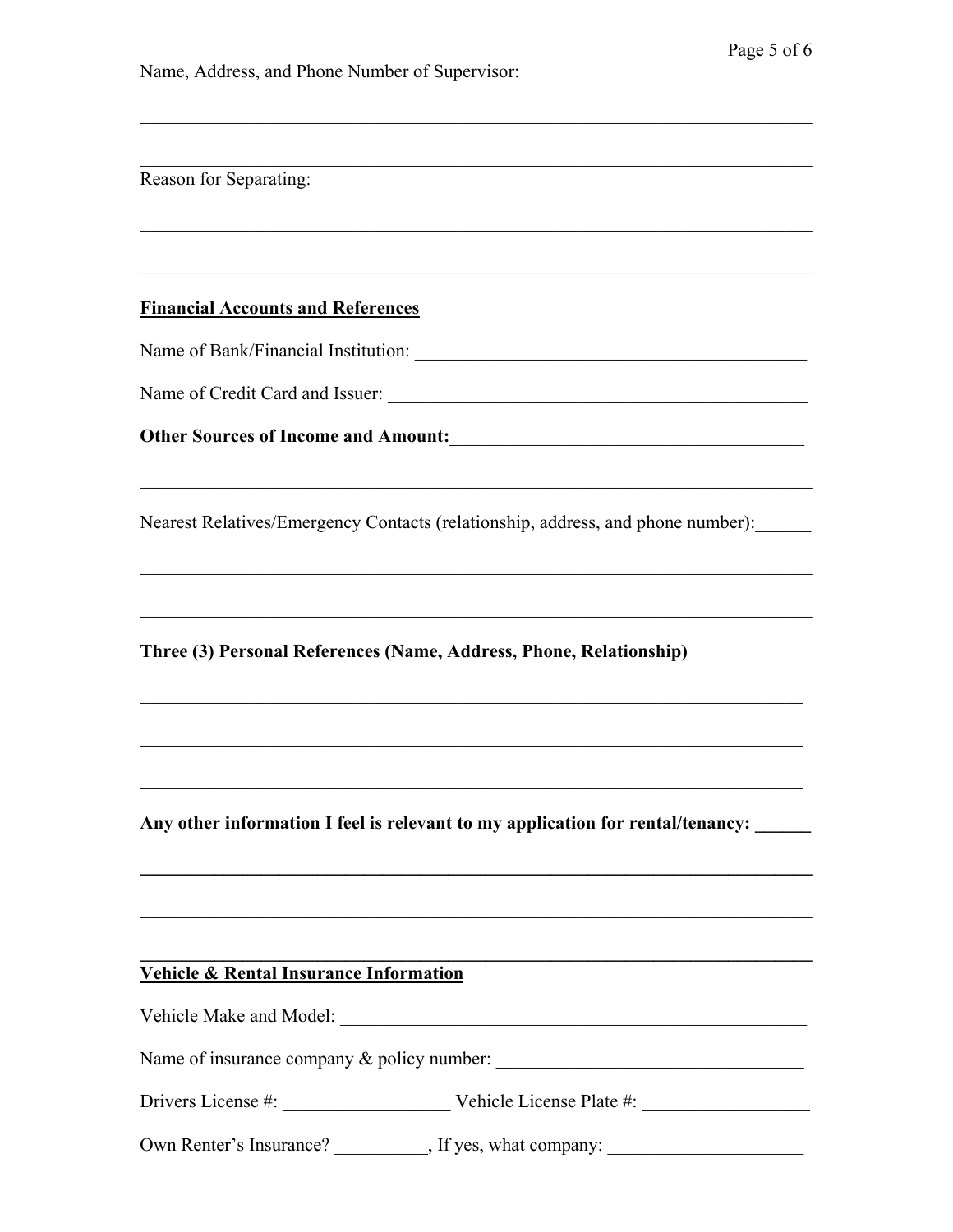Name, Address, and Phone Number of Supervisor:

______________________________________________________________________

______________________________________________________________________

Reason for Separating:

______________________________________________________________________

______________________________________________________________________

**Financial Accounts and References**

Name of Bank/Financial Institution: ___________________________________________

Name of Credit Card and Issuer: ______________________________________________

**Other Sources of Income and Amount:**____________________________________

______________________________________________________________________

Nearest Relatives/Emergency Contacts (relationship, address, and phone number):______

______________________________________________________________________

______________________________________________________________________

**Three (3) Personal References (Name, Address, Phone, Relationship)**

______________________________________________________________________

______________________________________________________________________

______________________________________________________________________

**Any other information I feel is relevant to my application for rental/tenancy: ______**

______________________________________________________________________

______________________________________________________________________

______________________________________________________________________

**Vehicle & Rental Insurance Information**

Vehicle Make and Model: _____________________________________________________

Name of insurance company & policy number: _________________________________

Drivers License #: __________________ Vehicle License Plate #: __________________

Own Renter's Insurance? __________, If yes, what company: _____________________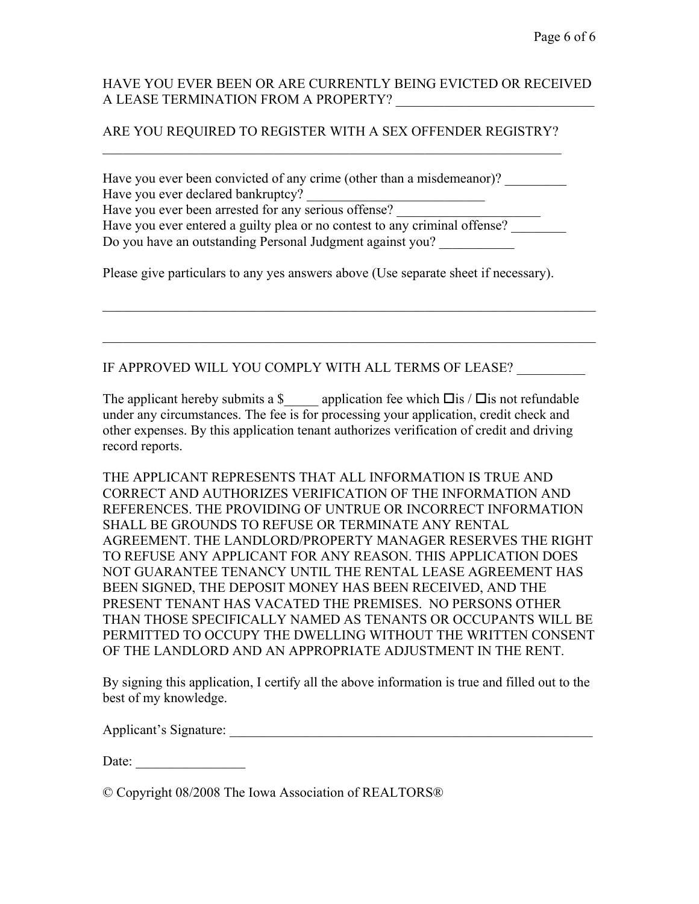HAVE YOU EVER BEEN OR ARE CURRENTLY BEING EVICTED OR RECEIVED A LEASE TERMINATION FROM A PROPERTY? ______________________________

ARE YOU REQUIRED TO REGISTER WITH A SEX OFFENDER REGISTRY? ______________________________________________________________________

Have you ever been convicted of any crime (other than a misdemeanor)? _________
Have you ever declared bankruptcy? __________________________
Have you ever been arrested for any serious offense? _____________________
Have you ever entered a guilty plea or no contest to any criminal offense? ________
Do you have an outstanding Personal Judgment against you? ___________

Please give particulars to any yes answers above (Use separate sheet if necessary).

____________________________________________________________________________

____________________________________________________________________________

IF APPROVED WILL YOU COMPLY WITH ALL TERMS OF LEASE? __________

The applicant hereby submits a $_____ application fee which ☐is / ☐is not refundable under any circumstances. The fee is for processing your application, credit check and other expenses. By this application tenant authorizes verification of credit and driving record reports.

THE APPLICANT REPRESENTS THAT ALL INFORMATION IS TRUE AND CORRECT AND AUTHORIZES VERIFICATION OF THE INFORMATION AND REFERENCES. THE PROVIDING OF UNTRUE OR INCORRECT INFORMATION SHALL BE GROUNDS TO REFUSE OR TERMINATE ANY RENTAL AGREEMENT. THE LANDLORD/PROPERTY MANAGER RESERVES THE RIGHT TO REFUSE ANY APPLICANT FOR ANY REASON. THIS APPLICATION DOES NOT GUARANTEE TENANCY UNTIL THE RENTAL LEASE AGREEMENT HAS BEEN SIGNED, THE DEPOSIT MONEY HAS BEEN RECEIVED, AND THE PRESENT TENANT HAS VACATED THE PREMISES. NO PERSONS OTHER THAN THOSE SPECIFICALLY NAMED AS TENANTS OR OCCUPANTS WILL BE PERMITTED TO OCCUPY THE DWELLING WITHOUT THE WRITTEN CONSENT OF THE LANDLORD AND AN APPROPRIATE ADJUSTMENT IN THE RENT.

By signing this application, I certify all the above information is true and filled out to the best of my knowledge.

Applicant's Signature: _______________________________________________________

Date: ________________

© Copyright 08/2008 The Iowa Association of REALTORS®